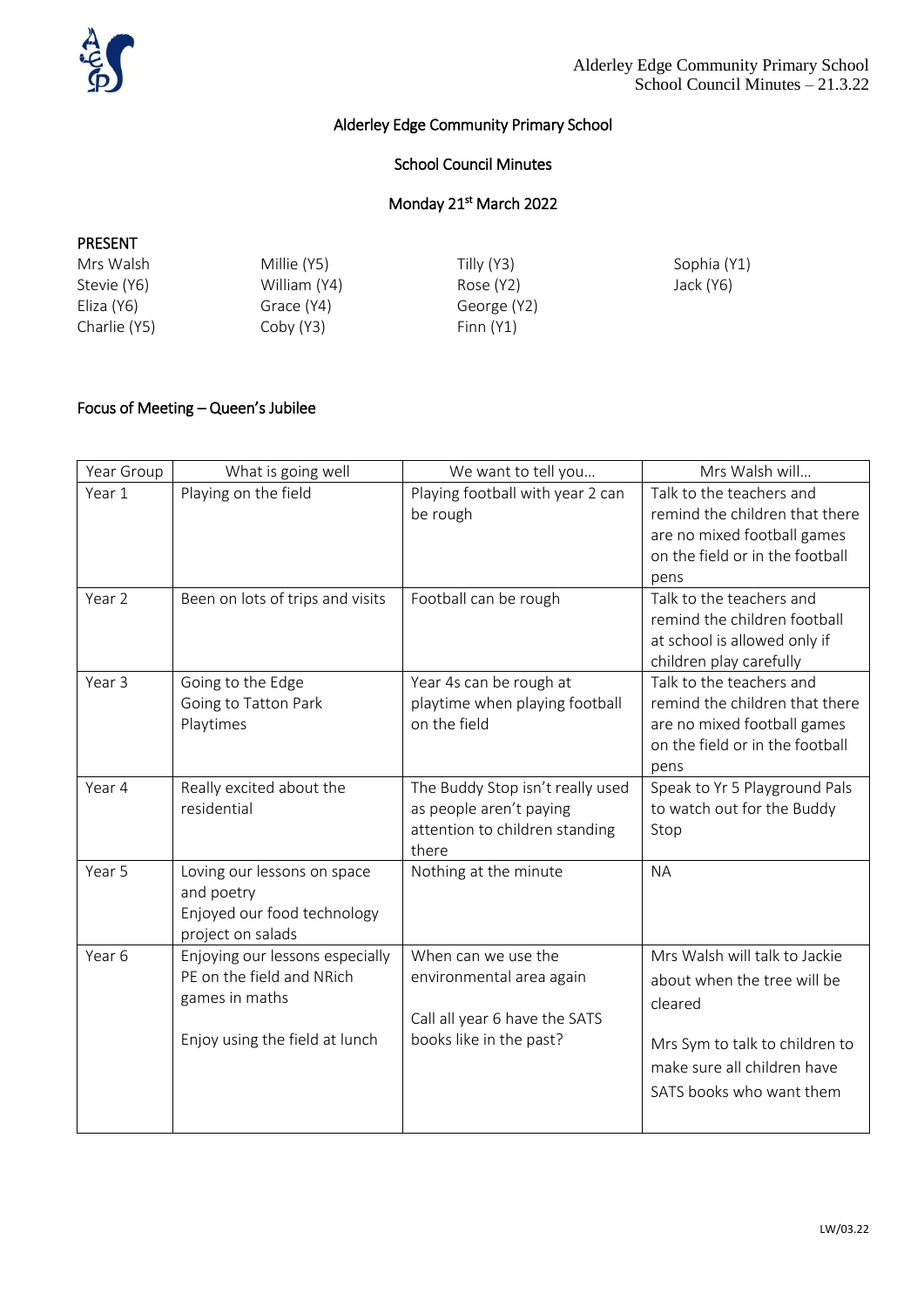# Alderley Edge Community Primary School

## School Council Minutes

## Monday 21st March 2022

**PRESENT**

Mrs Walsh
Stevie (Y6)
Eliza (Y6)
Charlie (Y5)
Millie (Y5)
William (Y4)
Grace (Y4)
Coby (Y3)
Tilly (Y3)
Rose (Y2)
George (Y2)
Finn (Y1)
Sophia (Y1)
Jack (Y6)

**Focus of Meeting – Queen's Jubilee**

| Year Group | What is going well | We want to tell you… | Mrs Walsh will… |
|---|---|---|---|
| Year 1 | Playing on the field | Playing football with year 2 can be rough | Talk to the teachers and remind the children that there are no mixed football games on the field or in the football pens |
| Year 2 | Been on lots of trips and visits | Football can be rough | Talk to the teachers and remind the children football at school is allowed only if children play carefully |
| Year 3 | Going to the Edge<br>Going to Tatton Park<br>Playtimes | Year 4s can be rough at playtime when playing football on the field | Talk to the teachers and remind the children that there are no mixed football games on the field or in the football pens |
| Year 4 | Really excited about the residential | The Buddy Stop isn't really used as people aren't paying attention to children standing there | Speak to Yr 5 Playground Pals to watch out for the Buddy Stop |
| Year 5 | Loving our lessons on space and poetry<br>Enjoyed our food technology project on salads | Nothing at the minute | NA |
| Year 6 | Enjoying our lessons especially PE on the field and NRich games in maths<br><br>Enjoy using the field at lunch | When can we use the environmental area again<br><br>Call all year 6 have the SATS books like in the past? | Mrs Walsh will talk to Jackie about when the tree will be cleared<br><br>Mrs Sym to talk to children to make sure all children have SATS books who want them |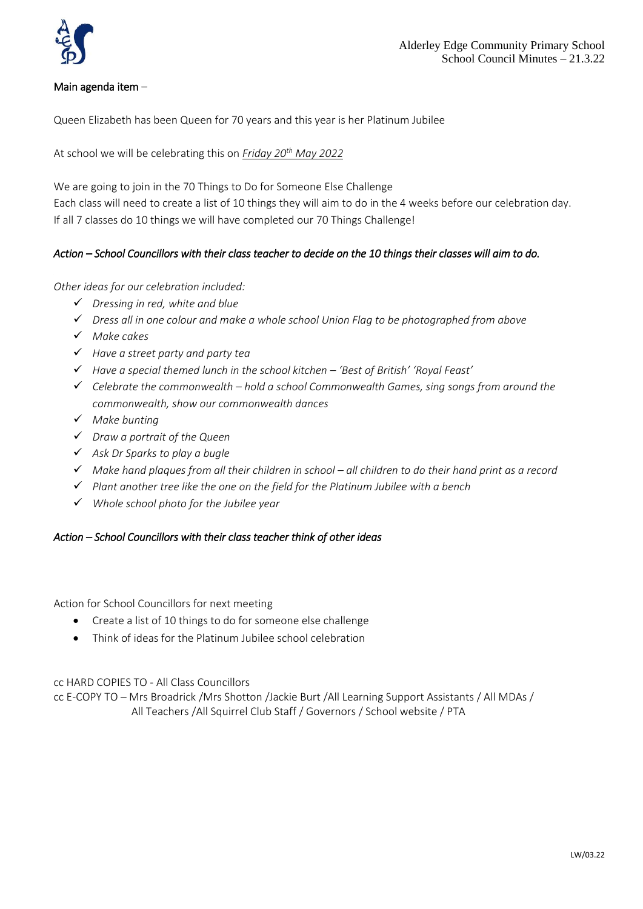Main agenda item –

Queen Elizabeth has been Queen for 70 years and this year is her Platinum Jubilee

At school we will be celebrating this on *Friday 20th May 2022*

We are going to join in the 70 Things to Do for Someone Else Challenge
Each class will need to create a list of 10 things they will aim to do in the 4 weeks before our celebration day.
If all 7 classes do 10 things we will have completed our 70 Things Challenge!

*Action – School Councillors with their class teacher to decide on the 10 things their classes will aim to do.*

*Other ideas for our celebration included:*

- ✓ *Dressing in red, white and blue*
- ✓ *Dress all in one colour and make a whole school Union Flag to be photographed from above*
- ✓ *Make cakes*
- ✓ *Have a street party and party tea*
- ✓ *Have a special themed lunch in the school kitchen – 'Best of British' 'Royal Feast'*
- ✓ *Celebrate the commonwealth – hold a school Commonwealth Games, sing songs from around the commonwealth, show our commonwealth dances*
- ✓ *Make bunting*
- ✓ *Draw a portrait of the Queen*
- ✓ *Ask Dr Sparks to play a bugle*
- ✓ *Make hand plaques from all their children in school – all children to do their hand print as a record*
- ✓ *Plant another tree like the one on the field for the Platinum Jubilee with a bench*
- ✓ *Whole school photo for the Jubilee year*

*Action – School Councillors with their class teacher think of other ideas*

Action for School Councillors for next meeting

- Create a list of 10 things to do for someone else challenge
- Think of ideas for the Platinum Jubilee school celebration

cc HARD COPIES TO - All Class Councillors
cc E-COPY TO – Mrs Broadrick /Mrs Shotton /Jackie Burt /All Learning Support Assistants / All MDAs / All Teachers /All Squirrel Club Staff / Governors / School website / PTA

LW/03.22